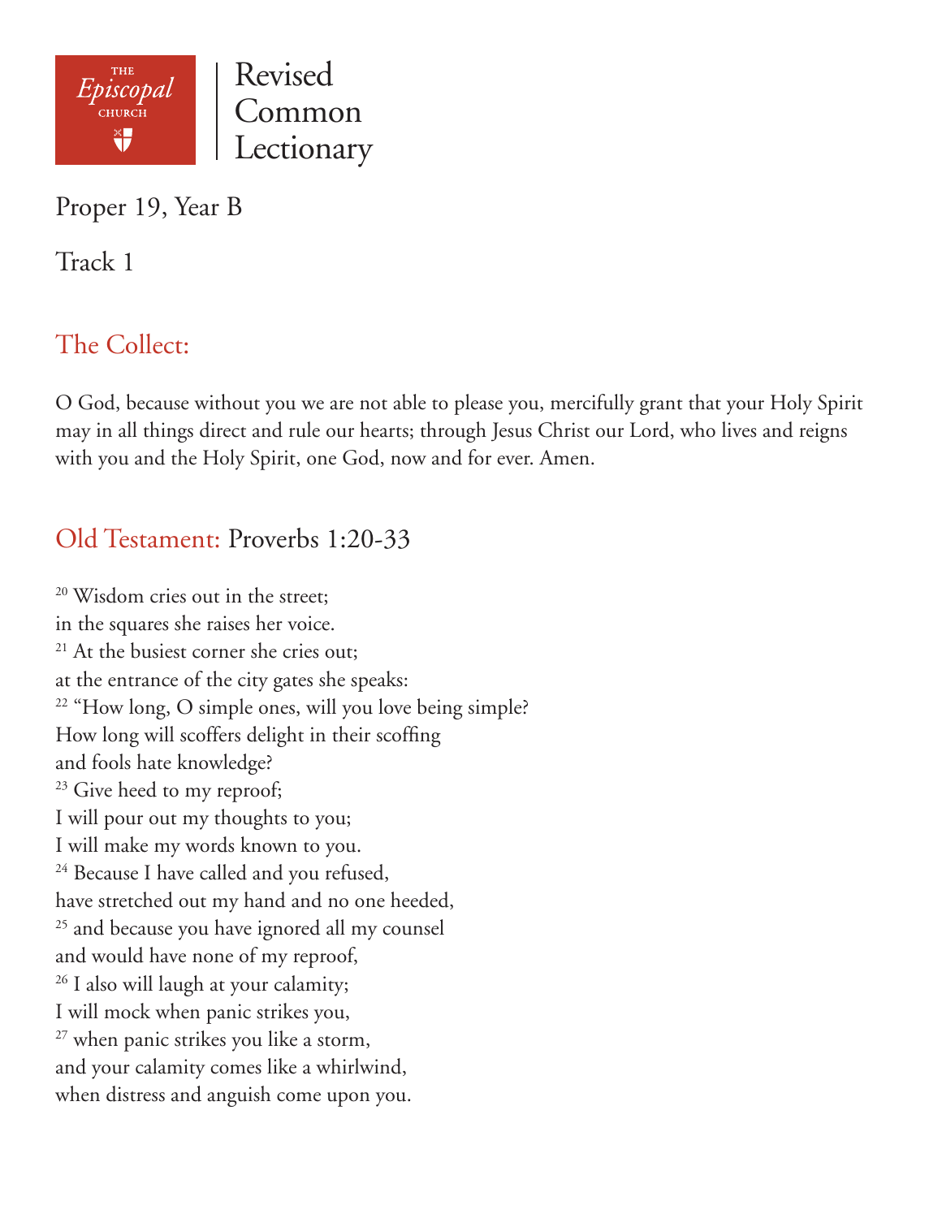THE *Episcopal* CHURCH

# Revised Common Lectionary

Proper 19, Year B

Track 1

## The Collect:

O God, because without you we are not able to please you, mercifully grant that your Holy Spirit may in all things direct and rule our hearts; through Jesus Christ our Lord, who lives and reigns with you and the Holy Spirit, one God, now and for ever. Amen.

## Old Testament: Proverbs 1:20-33

[20] Wisdom cries out in the street;
in the squares she raises her voice.
[21] At the busiest corner she cries out;
at the entrance of the city gates she speaks:
[22] "How long, O simple ones, will you love being simple?
How long will scoffers delight in their scoffing
and fools hate knowledge?
[23] Give heed to my reproof;
I will pour out my thoughts to you;
I will make my words known to you.
[24] Because I have called and you refused,
have stretched out my hand and no one heeded,
[25] and because you have ignored all my counsel
and would have none of my reproof,
[26] I also will laugh at your calamity;
I will mock when panic strikes you,
[27] when panic strikes you like a storm,
and your calamity comes like a whirlwind,
when distress and anguish come upon you.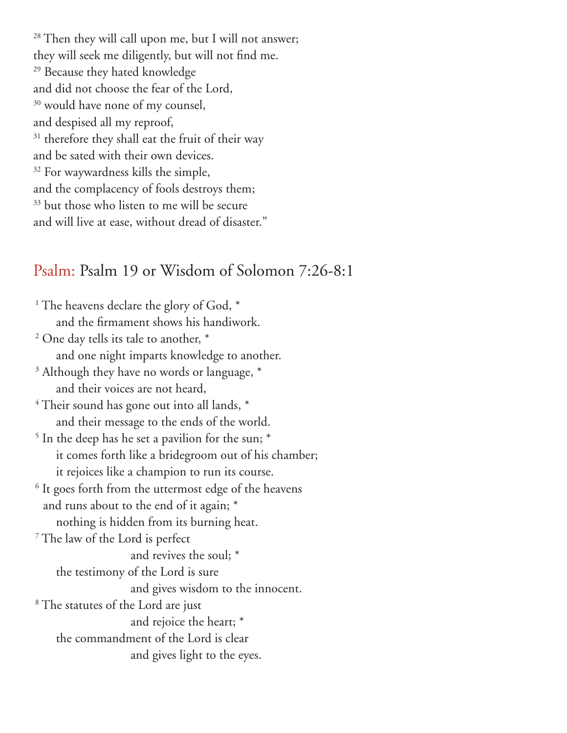[28] Then they will call upon me, but I will not answer;
they will seek me diligently, but will not find me.
[29] Because they hated knowledge
and did not choose the fear of the Lord,
[30] would have none of my counsel,
and despised all my reproof,
[31] therefore they shall eat the fruit of their way
and be sated with their own devices.
[32] For waywardness kills the simple,
and the complacency of fools destroys them;
[33] but those who listen to me will be secure
and will live at ease, without dread of disaster."

## Psalm: Psalm 19 or Wisdom of Solomon 7:26-8:1

[1] The heavens declare the glory of God, *
and the firmament shows his handiwork.
[2] One day tells its tale to another, *
and one night imparts knowledge to another.
[3] Although they have no words or language, *
and their voices are not heard,
[4] Their sound has gone out into all lands, *
and their message to the ends of the world.
[5] In the deep has he set a pavilion for the sun; *
it comes forth like a bridegroom out of his chamber;
it rejoices like a champion to run its course.
[6] It goes forth from the uttermost edge of the heavens
and runs about to the end of it again; *
nothing is hidden from its burning heat.
[7] The law of the Lord is perfect
and revives the soul; *
the testimony of the Lord is sure
and gives wisdom to the innocent.
[8] The statutes of the Lord are just
and rejoice the heart; *
the commandment of the Lord is clear
and gives light to the eyes.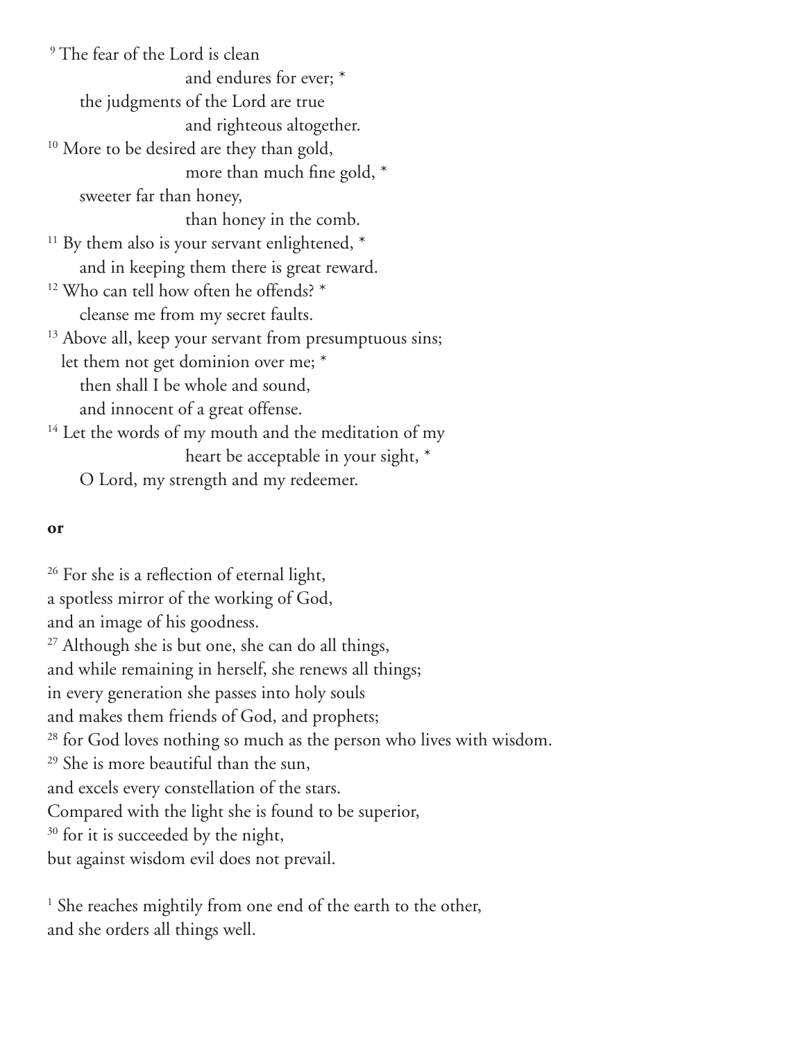[9] The fear of the Lord is clean
and endures for ever; *
the judgments of the Lord are true
and righteous altogether.
[10] More to be desired are they than gold,
more than much fine gold, *
sweeter far than honey,
than honey in the comb.
[11] By them also is your servant enlightened, *
and in keeping them there is great reward.
[12] Who can tell how often he offends? *
cleanse me from my secret faults.
[13] Above all, keep your servant from presumptuous sins;
let them not get dominion over me; *
then shall I be whole and sound,
and innocent of a great offense.
[14] Let the words of my mouth and the meditation of my
heart be acceptable in your sight, *
O Lord, my strength and my redeemer.

**or**

[26] For she is a reflection of eternal light,
a spotless mirror of the working of God,
and an image of his goodness.
[27] Although she is but one, she can do all things,
and while remaining in herself, she renews all things;
in every generation she passes into holy souls
and makes them friends of God, and prophets;
[28] for God loves nothing so much as the person who lives with wisdom.
[29] She is more beautiful than the sun,
and excels every constellation of the stars.
Compared with the light she is found to be superior,
[30] for it is succeeded by the night,
but against wisdom evil does not prevail.

[1] She reaches mightily from one end of the earth to the other,
and she orders all things well.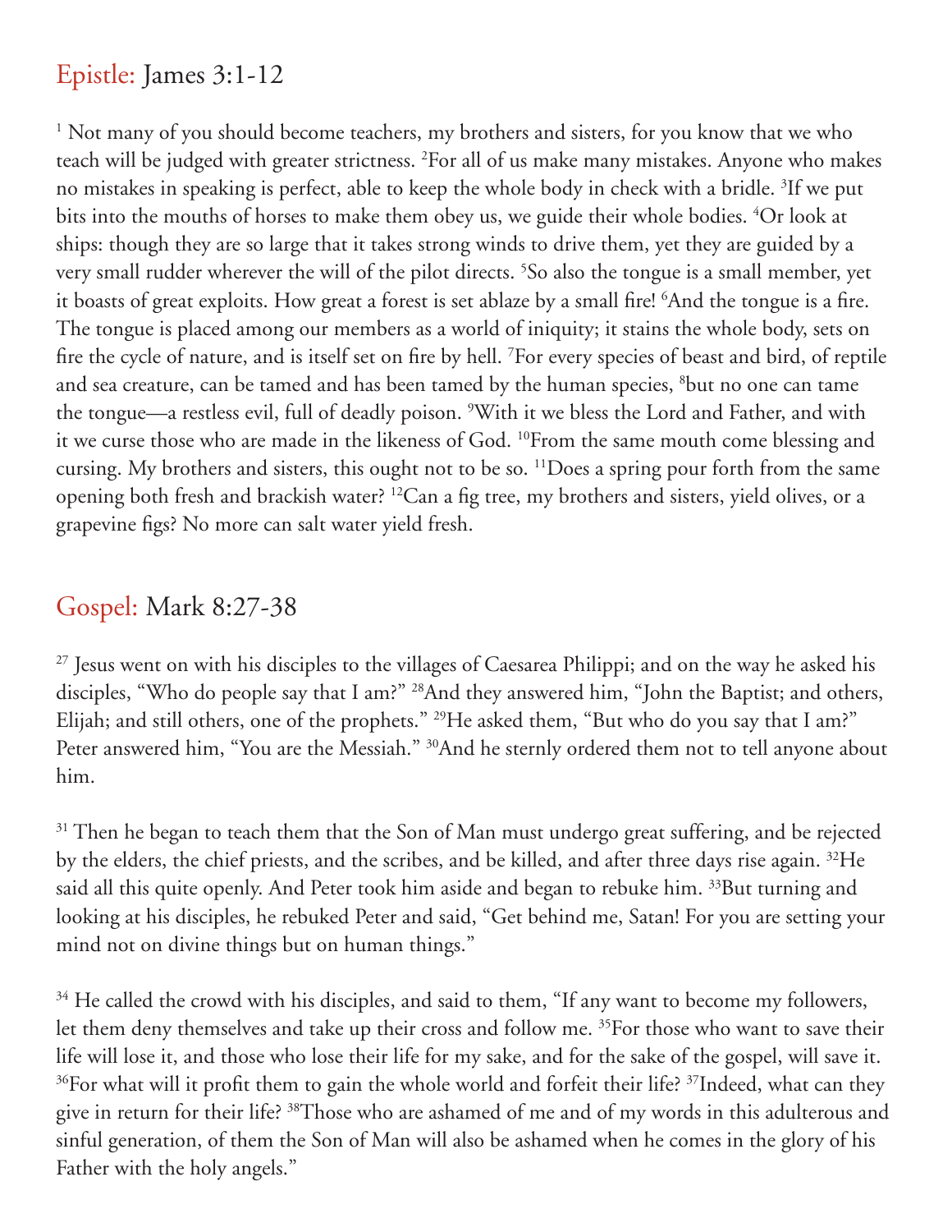## Epistle: James 3:1-12

[1] Not many of you should become teachers, my brothers and sisters, for you know that we who teach will be judged with greater strictness. [2]For all of us make many mistakes. Anyone who makes no mistakes in speaking is perfect, able to keep the whole body in check with a bridle. [3]If we put bits into the mouths of horses to make them obey us, we guide their whole bodies. [4]Or look at ships: though they are so large that it takes strong winds to drive them, yet they are guided by a very small rudder wherever the will of the pilot directs. [5]So also the tongue is a small member, yet it boasts of great exploits. How great a forest is set ablaze by a small fire! [6]And the tongue is a fire. The tongue is placed among our members as a world of iniquity; it stains the whole body, sets on fire the cycle of nature, and is itself set on fire by hell. [7]For every species of beast and bird, of reptile and sea creature, can be tamed and has been tamed by the human species, [8]but no one can tame the tongue—a restless evil, full of deadly poison. [9]With it we bless the Lord and Father, and with it we curse those who are made in the likeness of God. [10]From the same mouth come blessing and cursing. My brothers and sisters, this ought not to be so. [11]Does a spring pour forth from the same opening both fresh and brackish water? [12]Can a fig tree, my brothers and sisters, yield olives, or a grapevine figs? No more can salt water yield fresh.

## Gospel: Mark 8:27-38

[27] Jesus went on with his disciples to the villages of Caesarea Philippi; and on the way he asked his disciples, "Who do people say that I am?" [28]And they answered him, "John the Baptist; and others, Elijah; and still others, one of the prophets." [29]He asked them, "But who do you say that I am?" Peter answered him, "You are the Messiah." [30]And he sternly ordered them not to tell anyone about him.

[31] Then he began to teach them that the Son of Man must undergo great suffering, and be rejected by the elders, the chief priests, and the scribes, and be killed, and after three days rise again. [32]He said all this quite openly. And Peter took him aside and began to rebuke him. [33]But turning and looking at his disciples, he rebuked Peter and said, "Get behind me, Satan! For you are setting your mind not on divine things but on human things."

[34] He called the crowd with his disciples, and said to them, "If any want to become my followers, let them deny themselves and take up their cross and follow me. [35]For those who want to save their life will lose it, and those who lose their life for my sake, and for the sake of the gospel, will save it. [36]For what will it profit them to gain the whole world and forfeit their life? [37]Indeed, what can they give in return for their life? [38]Those who are ashamed of me and of my words in this adulterous and sinful generation, of them the Son of Man will also be ashamed when he comes in the glory of his Father with the holy angels."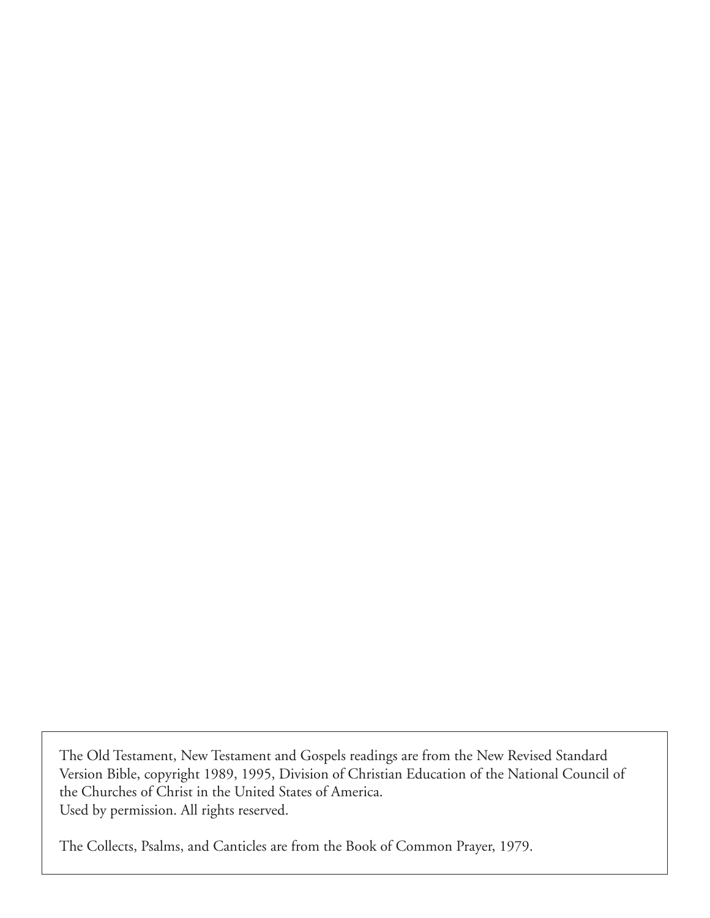The Old Testament, New Testament and Gospels readings are from the New Revised Standard Version Bible, copyright 1989, 1995, Division of Christian Education of the National Council of the Churches of Christ in the United States of America.
Used by permission. All rights reserved.

The Collects, Psalms, and Canticles are from the Book of Common Prayer, 1979.